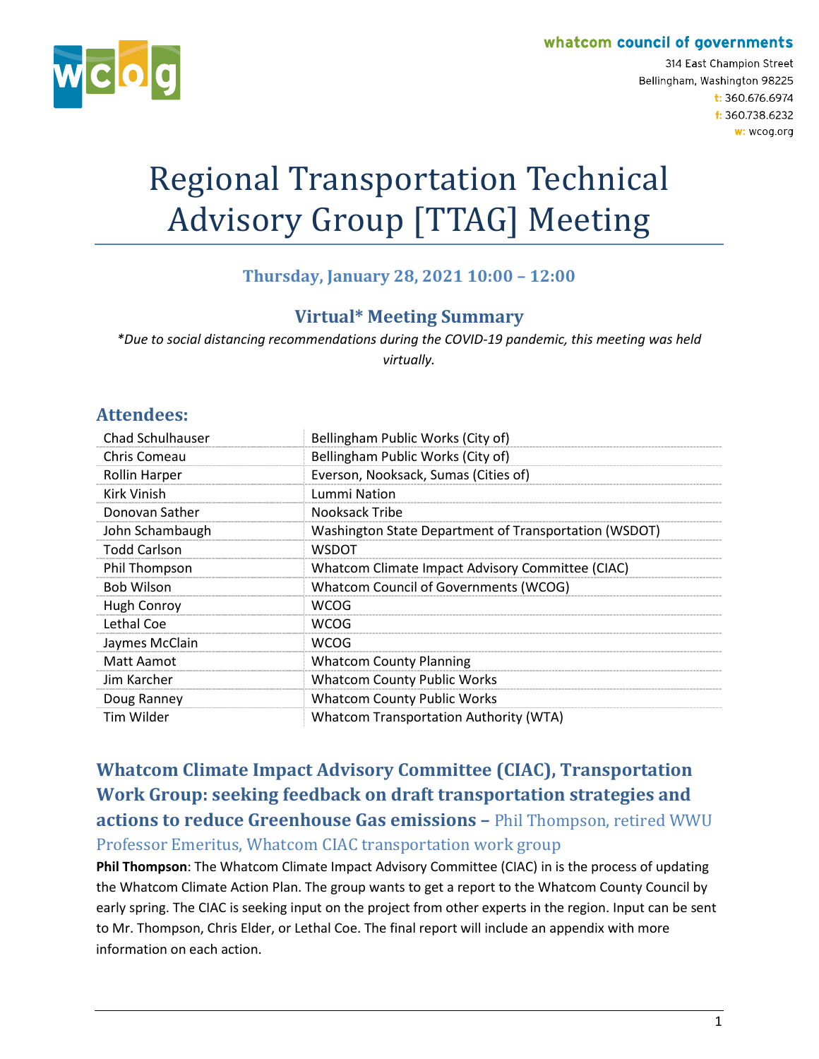whatcom council of governments

314 East Champion Street
Bellingham, Washington 98225
t: 360.676.6974
f: 360.738.6232
w: wcog.org

# Regional Transportation Technical Advisory Group [TTAG] Meeting

### Thursday, January 28, 2021 10:00 – 12:00

### Virtual* Meeting Summary

*\*Due to social distancing recommendations during the COVID-19 pandemic, this meeting was held virtually.*

## Attendees:

| | |
|---|---|
| Chad Schulhauser | Bellingham Public Works (City of) |
| Chris Comeau | Bellingham Public Works (City of) |
| Rollin Harper | Everson, Nooksack, Sumas (Cities of) |
| Kirk Vinish | Lummi Nation |
| Donovan Sather | Nooksack Tribe |
| John Schambaugh | Washington State Department of Transportation (WSDOT) |
| Todd Carlson | WSDOT |
| Phil Thompson | Whatcom Climate Impact Advisory Committee (CIAC) |
| Bob Wilson | Whatcom Council of Governments (WCOG) |
| Hugh Conroy | WCOG |
| Lethal Coe | WCOG |
| Jaymes McClain | WCOG |
| Matt Aamot | Whatcom County Planning |
| Jim Karcher | Whatcom County Public Works |
| Doug Ranney | Whatcom County Public Works |
| Tim Wilder | Whatcom Transportation Authority (WTA) |

## Whatcom Climate Impact Advisory Committee (CIAC), Transportation Work Group: seeking feedback on draft transportation strategies and actions to reduce Greenhouse Gas emissions – Phil Thompson, retired WWU Professor Emeritus, Whatcom CIAC transportation work group

**Phil Thompson**: The Whatcom Climate Impact Advisory Committee (CIAC) in is the process of updating the Whatcom Climate Action Plan. The group wants to get a report to the Whatcom County Council by early spring. The CIAC is seeking input on the project from other experts in the region. Input can be sent to Mr. Thompson, Chris Elder, or Lethal Coe. The final report will include an appendix with more information on each action.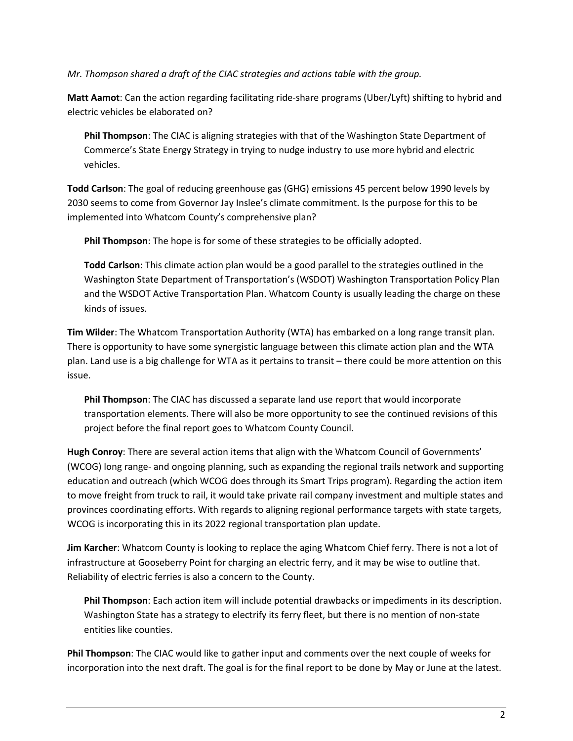*Mr. Thompson shared a draft of the CIAC strategies and actions table with the group.*

**Matt Aamot**: Can the action regarding facilitating ride-share programs (Uber/Lyft) shifting to hybrid and electric vehicles be elaborated on?

> **Phil Thompson**: The CIAC is aligning strategies with that of the Washington State Department of Commerce's State Energy Strategy in trying to nudge industry to use more hybrid and electric vehicles.

**Todd Carlson**: The goal of reducing greenhouse gas (GHG) emissions 45 percent below 1990 levels by 2030 seems to come from Governor Jay Inslee's climate commitment. Is the purpose for this to be implemented into Whatcom County's comprehensive plan?

> **Phil Thompson**: The hope is for some of these strategies to be officially adopted.
>
> **Todd Carlson**: This climate action plan would be a good parallel to the strategies outlined in the Washington State Department of Transportation's (WSDOT) Washington Transportation Policy Plan and the WSDOT Active Transportation Plan. Whatcom County is usually leading the charge on these kinds of issues.

**Tim Wilder**: The Whatcom Transportation Authority (WTA) has embarked on a long range transit plan. There is opportunity to have some synergistic language between this climate action plan and the WTA plan. Land use is a big challenge for WTA as it pertains to transit – there could be more attention on this issue.

> **Phil Thompson**: The CIAC has discussed a separate land use report that would incorporate transportation elements. There will also be more opportunity to see the continued revisions of this project before the final report goes to Whatcom County Council.

**Hugh Conroy**: There are several action items that align with the Whatcom Council of Governments' (WCOG) long range- and ongoing planning, such as expanding the regional trails network and supporting education and outreach (which WCOG does through its Smart Trips program). Regarding the action item to move freight from truck to rail, it would take private rail company investment and multiple states and provinces coordinating efforts. With regards to aligning regional performance targets with state targets, WCOG is incorporating this in its 2022 regional transportation plan update.

**Jim Karcher**: Whatcom County is looking to replace the aging Whatcom Chief ferry. There is not a lot of infrastructure at Gooseberry Point for charging an electric ferry, and it may be wise to outline that. Reliability of electric ferries is also a concern to the County.

> **Phil Thompson**: Each action item will include potential drawbacks or impediments in its description. Washington State has a strategy to electrify its ferry fleet, but there is no mention of non-state entities like counties.

**Phil Thompson**: The CIAC would like to gather input and comments over the next couple of weeks for incorporation into the next draft. The goal is for the final report to be done by May or June at the latest.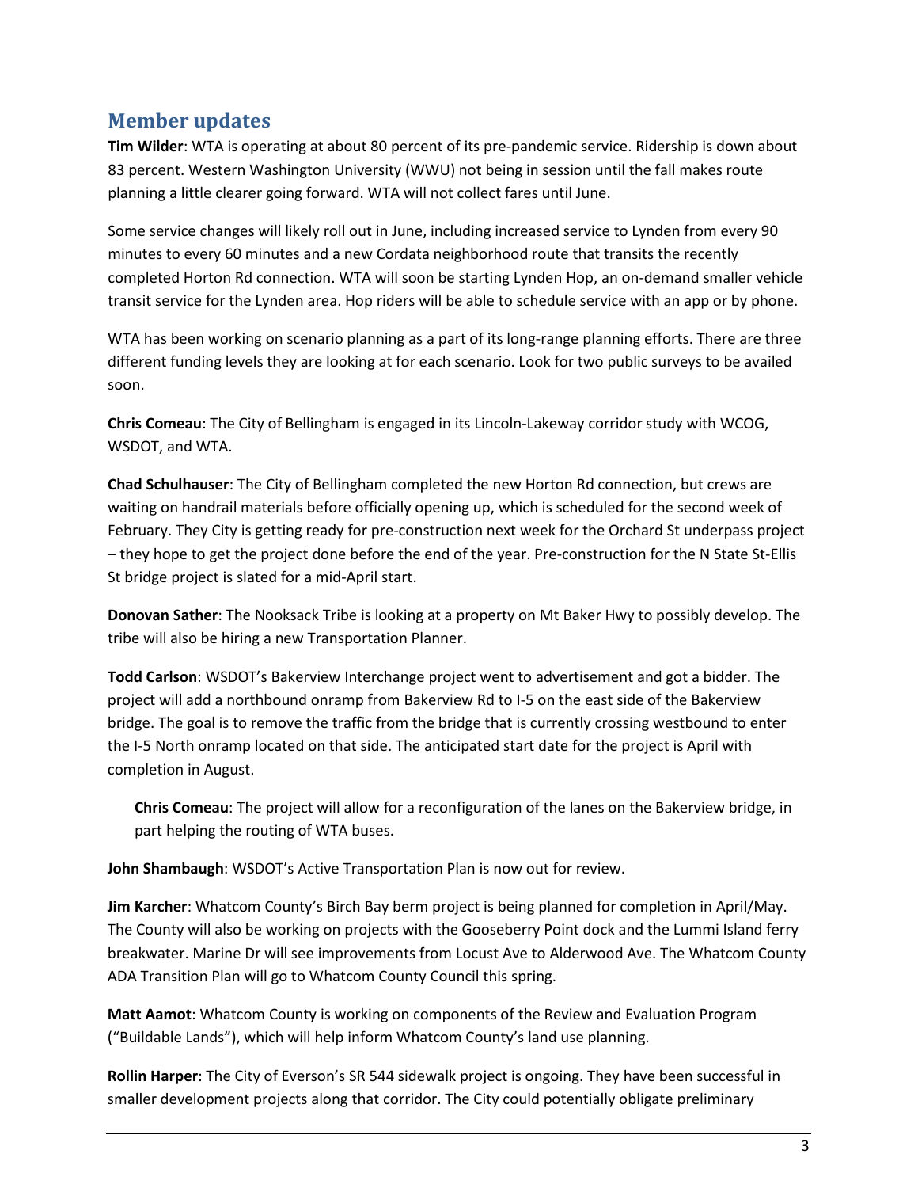## Member updates

**Tim Wilder**: WTA is operating at about 80 percent of its pre-pandemic service. Ridership is down about 83 percent. Western Washington University (WWU) not being in session until the fall makes route planning a little clearer going forward. WTA will not collect fares until June.

Some service changes will likely roll out in June, including increased service to Lynden from every 90 minutes to every 60 minutes and a new Cordata neighborhood route that transits the recently completed Horton Rd connection. WTA will soon be starting Lynden Hop, an on-demand smaller vehicle transit service for the Lynden area. Hop riders will be able to schedule service with an app or by phone.

WTA has been working on scenario planning as a part of its long-range planning efforts. There are three different funding levels they are looking at for each scenario. Look for two public surveys to be availed soon.

**Chris Comeau**: The City of Bellingham is engaged in its Lincoln-Lakeway corridor study with WCOG, WSDOT, and WTA.

**Chad Schulhauser**: The City of Bellingham completed the new Horton Rd connection, but crews are waiting on handrail materials before officially opening up, which is scheduled for the second week of February. They City is getting ready for pre-construction next week for the Orchard St underpass project – they hope to get the project done before the end of the year. Pre-construction for the N State St-Ellis St bridge project is slated for a mid-April start.

**Donovan Sather**: The Nooksack Tribe is looking at a property on Mt Baker Hwy to possibly develop. The tribe will also be hiring a new Transportation Planner.

**Todd Carlson**: WSDOT's Bakerview Interchange project went to advertisement and got a bidder. The project will add a northbound onramp from Bakerview Rd to I-5 on the east side of the Bakerview bridge. The goal is to remove the traffic from the bridge that is currently crossing westbound to enter the I-5 North onramp located on that side. The anticipated start date for the project is April with completion in August.

> **Chris Comeau**: The project will allow for a reconfiguration of the lanes on the Bakerview bridge, in part helping the routing of WTA buses.

**John Shambaugh**: WSDOT's Active Transportation Plan is now out for review.

**Jim Karcher**: Whatcom County's Birch Bay berm project is being planned for completion in April/May. The County will also be working on projects with the Gooseberry Point dock and the Lummi Island ferry breakwater. Marine Dr will see improvements from Locust Ave to Alderwood Ave. The Whatcom County ADA Transition Plan will go to Whatcom County Council this spring.

**Matt Aamot**: Whatcom County is working on components of the Review and Evaluation Program ("Buildable Lands"), which will help inform Whatcom County's land use planning.

**Rollin Harper**: The City of Everson's SR 544 sidewalk project is ongoing. They have been successful in smaller development projects along that corridor. The City could potentially obligate preliminary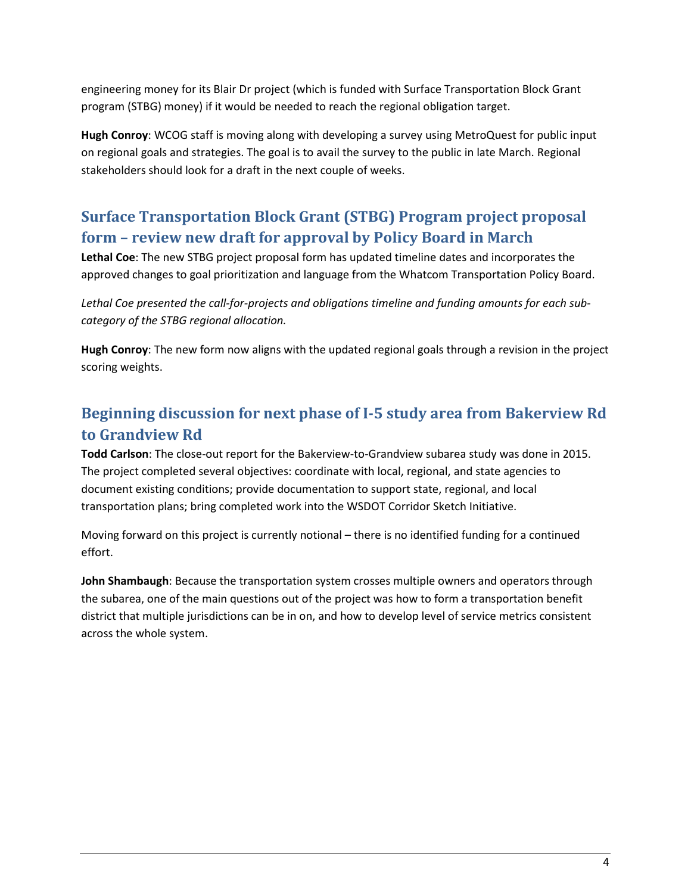engineering money for its Blair Dr project (which is funded with Surface Transportation Block Grant program (STBG) money) if it would be needed to reach the regional obligation target.

**Hugh Conroy**: WCOG staff is moving along with developing a survey using MetroQuest for public input on regional goals and strategies. The goal is to avail the survey to the public in late March. Regional stakeholders should look for a draft in the next couple of weeks.

## Surface Transportation Block Grant (STBG) Program project proposal form – review new draft for approval by Policy Board in March

**Lethal Coe**: The new STBG project proposal form has updated timeline dates and incorporates the approved changes to goal prioritization and language from the Whatcom Transportation Policy Board.

*Lethal Coe presented the call-for-projects and obligations timeline and funding amounts for each sub-category of the STBG regional allocation.*

**Hugh Conroy**: The new form now aligns with the updated regional goals through a revision in the project scoring weights.

## Beginning discussion for next phase of I-5 study area from Bakerview Rd to Grandview Rd

**Todd Carlson**: The close-out report for the Bakerview-to-Grandview subarea study was done in 2015. The project completed several objectives: coordinate with local, regional, and state agencies to document existing conditions; provide documentation to support state, regional, and local transportation plans; bring completed work into the WSDOT Corridor Sketch Initiative.

Moving forward on this project is currently notional – there is no identified funding for a continued effort.

**John Shambaugh**: Because the transportation system crosses multiple owners and operators through the subarea, one of the main questions out of the project was how to form a transportation benefit district that multiple jurisdictions can be in on, and how to develop level of service metrics consistent across the whole system.